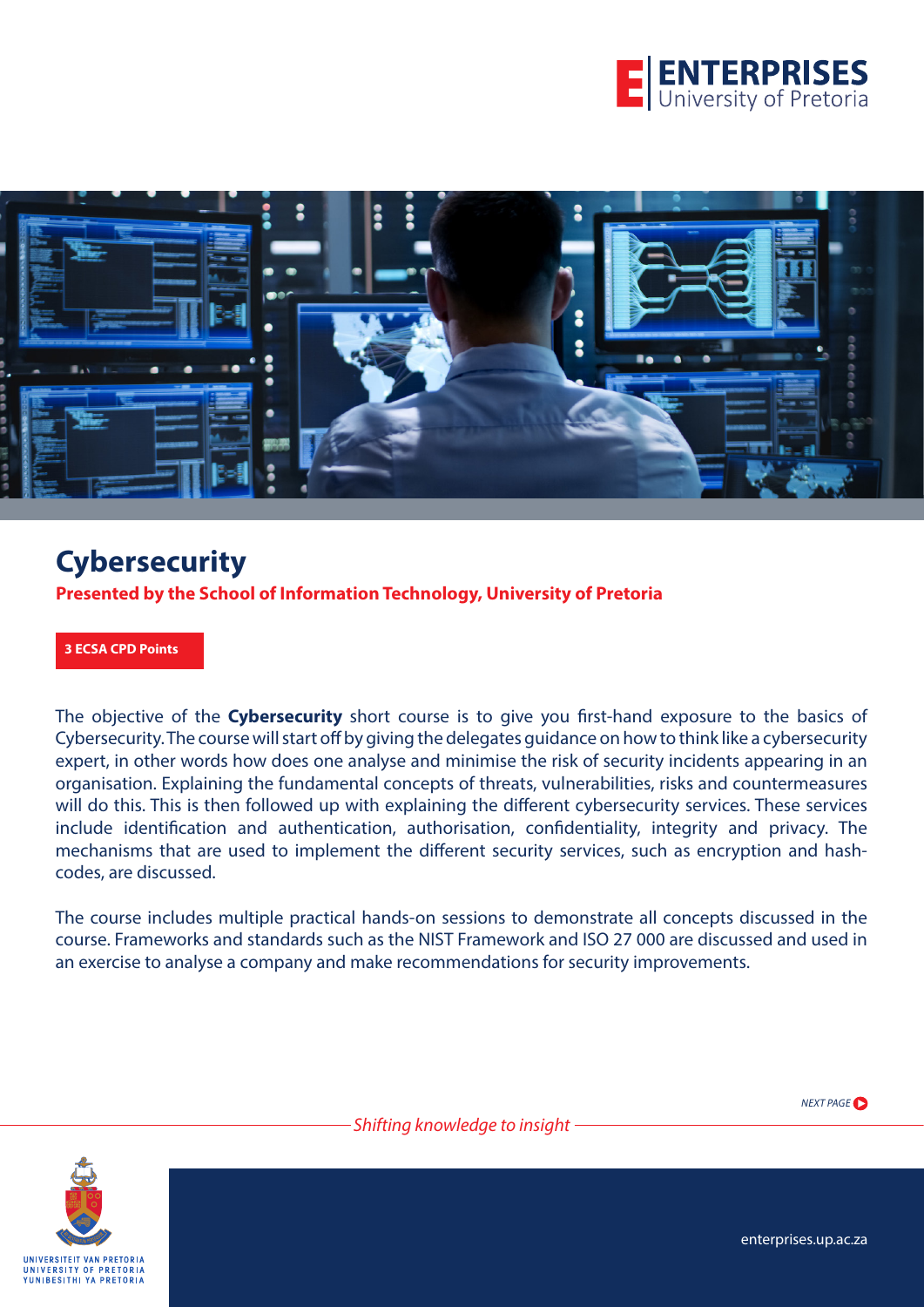# Cybersecurity

**Presented by the School of Information Technology, University of Pretoria**

**3 ECSA CPD Points**

The objective of the **Cybersecurity** short course is to give you first-hand exposure to the basics of Cybersecurity. The course will start off by giving the delegates guidance on how to think like a cybersecurity expert, in other words how does one analyse and minimise the risk of security incidents appearing in an organisation. Explaining the fundamental concepts of threats, vulnerabilities, risks and countermeasures will do this. This is then followed up with explaining the different cybersecurity services. These services include identification and authentication, authorisation, confidentiality, integrity and privacy. The mechanisms that are used to implement the different security services, such as encryption and hash-codes, are discussed.

The course includes multiple practical hands-on sessions to demonstrate all concepts discussed in the course. Frameworks and standards such as the NIST Framework and ISO 27 000 are discussed and used in an exercise to analyse a company and make recommendations for security improvements.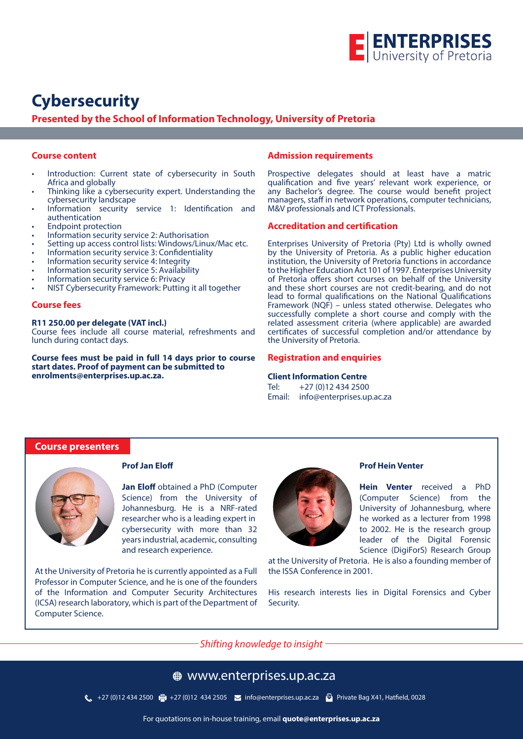# Cybersecurity

**Presented by the School of Information Technology, University of Pretoria**

## Course content

- Introduction: Current state of cybersecurity in South Africa and globally
- Thinking like a cybersecurity expert. Understanding the cybersecurity landscape
- Information security service 1: Identification and authentication
- Endpoint protection
- Information security service 2: Authorisation
- Setting up access control lists: Windows/Linux/Mac etc.
- Information security service 3: Confidentiality
- Information security service 4: Integrity
- Information security service 5: Availability
- Information security service 6: Privacy
- NIST Cybersecurity Framework: Putting it all together

## Course fees

**R11 250.00 per delegate (VAT incl.)**
Course fees include all course material, refreshments and lunch during contact days.

**Course fees must be paid in full 14 days prior to course start dates. Proof of payment can be submitted to enrolments@enterprises.up.ac.za.**

## Admission requirements

Prospective delegates should at least have a matric qualification and five years' relevant work experience, or any Bachelor's degree. The course would benefit project managers, staff in network operations, computer technicians, M&V professionals and ICT Professionals.

## Accreditation and certification

Enterprises University of Pretoria (Pty) Ltd is wholly owned by the University of Pretoria. As a public higher education institution, the University of Pretoria functions in accordance to the Higher Education Act 101 of 1997. Enterprises University of Pretoria offers short courses on behalf of the University and these short courses are not credit-bearing, and do not lead to formal qualifications on the National Qualifications Framework (NQF) – unless stated otherwise. Delegates who successfully complete a short course and comply with the related assessment criteria (where applicable) are awarded certificates of successful completion and/or attendance by the University of Pretoria.

## Registration and enquiries

**Client Information Centre**
Tel: +27 (0)12 434 2500
Email: info@enterprises.up.ac.za

## Course presenters

### Prof Jan Eloff

**Jan Eloff** obtained a PhD (Computer Science) from the University of Johannesburg. He is a NRF-rated researcher who is a leading expert in cybersecurity with more than 32 years industrial, academic, consulting and research experience.

At the University of Pretoria he is currently appointed as a Full Professor in Computer Science, and he is one of the founders of the Information and Computer Security Architectures (ICSA) research laboratory, which is part of the Department of Computer Science.

### Prof Hein Venter

**Hein Venter** received a PhD (Computer Science) from the University of Johannesburg, where he worked as a lecturer from 1998 to 2002. He is the research group leader of the Digital Forensic Science (DigiForS) Research Group at the University of Pretoria. He is also a founding member of the ISSA Conference in 2001.

His research interests lies in Digital Forensics and Cyber Security.

*Shifting knowledge to insight*

www.enterprises.up.ac.za

+27 (0)12 434 2500 | +27 (0)12 434 2505 | info@enterprises.up.ac.za | Private Bag X41, Hatfield, 0028

For quotations on in-house training, email **quote@enterprises.up.ac.za**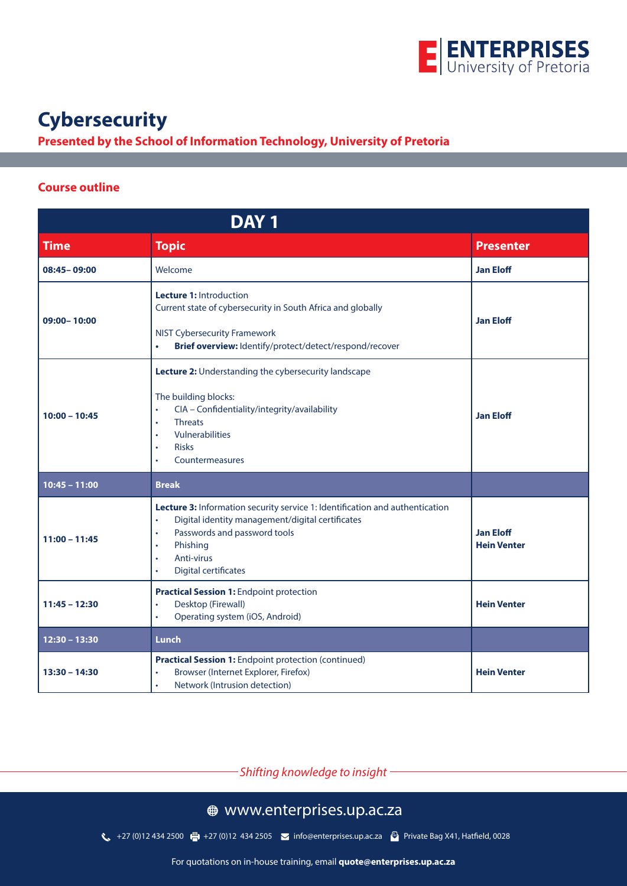# Cybersecurity

**Presented by the School of Information Technology, University of Pretoria**

## Course outline

| DAY 1 | | |
|---|---|---|
| **Time** | **Topic** | **Presenter** |
| **08:45– 09:00** | Welcome | **Jan Eloff** |
| **09:00– 10:00** | **Lecture 1:** Introduction<br>Current state of cybersecurity in South Africa and globally<br><br>NIST Cybersecurity Framework<br>• **Brief overview:** Identify/protect/detect/respond/recover | **Jan Eloff** |
| **10:00 – 10:45** | **Lecture 2:** Understanding the cybersecurity landscape<br><br>The building blocks:<br>• CIA – Confidentiality/integrity/availability<br>• Threats<br>• Vulnerabilities<br>• Risks<br>• Countermeasures | **Jan Eloff** |
| **10:45 – 11:00** | **Break** | |
| **11:00 – 11:45** | **Lecture 3:** Information security service 1: Identification and authentication<br>• Digital identity management/digital certificates<br>• Passwords and password tools<br>• Phishing<br>• Anti-virus<br>• Digital certificates | **Jan Eloff**<br>**Hein Venter** |
| **11:45 – 12:30** | **Practical Session 1:** Endpoint protection<br>• Desktop (Firewall)<br>• Operating system (iOS, Android) | **Hein Venter** |
| **12:30 – 13:30** | **Lunch** | |
| **13:30 – 14:30** | **Practical Session 1:** Endpoint protection (continued)<br>• Browser (Internet Explorer, Firefox)<br>• Network (Intrusion detection) | **Hein Venter** |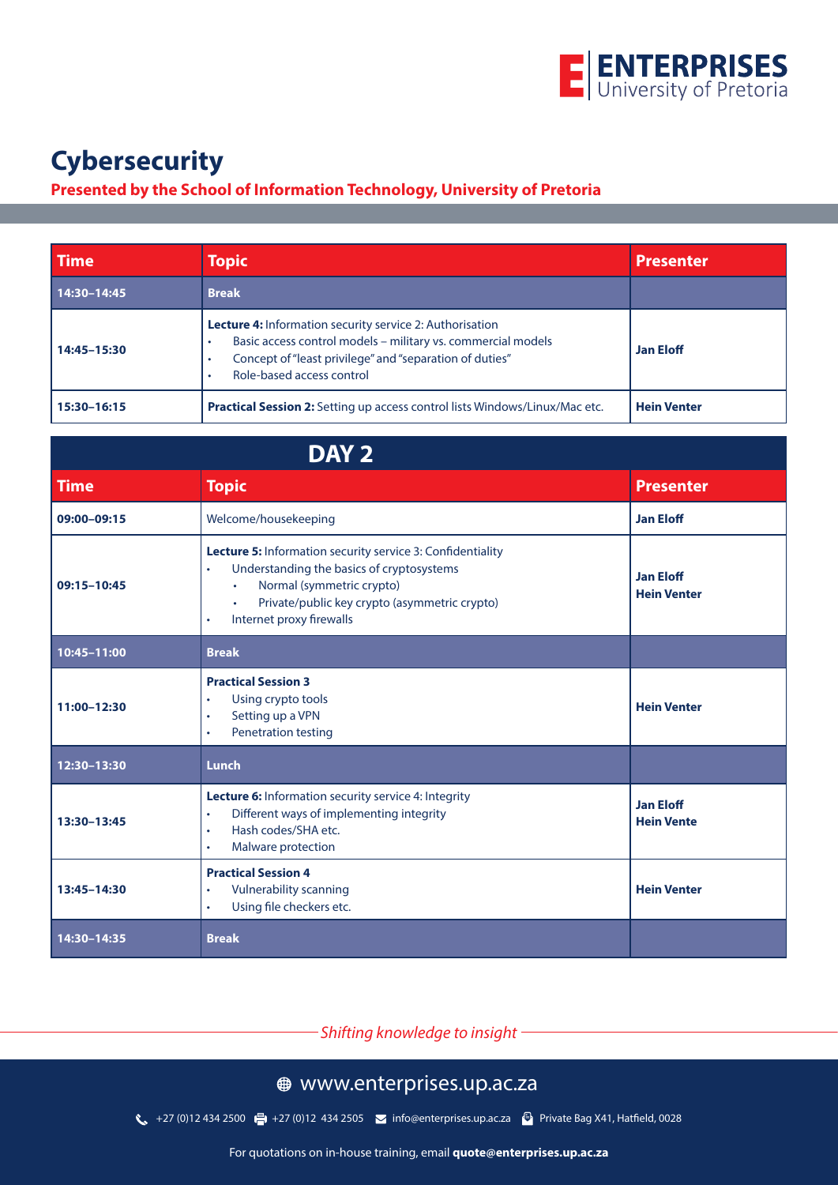# Cybersecurity

**Presented by the School of Information Technology, University of Pretoria**

| Time | Topic | Presenter |
|---|---|---|
| **14:30–14:45** | **Break** | |
| **14:45–15:30** | **Lecture 4:** Information security service 2: Authorisation<br>• Basic access control models – military vs. commercial models<br>• Concept of "least privilege" and "separation of duties"<br>• Role-based access control | **Jan Eloff** |
| **15:30–16:15** | **Practical Session 2:** Setting up access control lists Windows/Linux/Mac etc. | **Hein Venter** |

## DAY 2

| Time | Topic | Presenter |
|---|---|---|
| **09:00–09:15** | Welcome/housekeeping | **Jan Eloff** |
| **09:15–10:45** | **Lecture 5:** Information security service 3: Confidentiality<br>• Understanding the basics of cryptosystems<br>&nbsp;&nbsp;• Normal (symmetric crypto)<br>&nbsp;&nbsp;• Private/public key crypto (asymmetric crypto)<br>• Internet proxy firewalls | **Jan Eloff**<br>**Hein Venter** |
| **10:45–11:00** | **Break** | |
| **11:00–12:30** | **Practical Session 3**<br>• Using crypto tools<br>• Setting up a VPN<br>• Penetration testing | **Hein Venter** |
| **12:30–13:30** | **Lunch** | |
| **13:30–13:45** | **Lecture 6:** Information security service 4: Integrity<br>• Different ways of implementing integrity<br>• Hash codes/SHA etc.<br>• Malware protection | **Jan Eloff**<br>**Hein Vente** |
| **13:45–14:30** | **Practical Session 4**<br>• Vulnerability scanning<br>• Using file checkers etc. | **Hein Venter** |
| **14:30–14:35** | **Break** | |

*Shifting knowledge to insight*

www.enterprises.up.ac.za

+27 (0)12 434 2500 +27 (0)12 434 2505 info@enterprises.up.ac.za Private Bag X41, Hatfield, 0028

For quotations on in-house training, email **quote@enterprises.up.ac.za**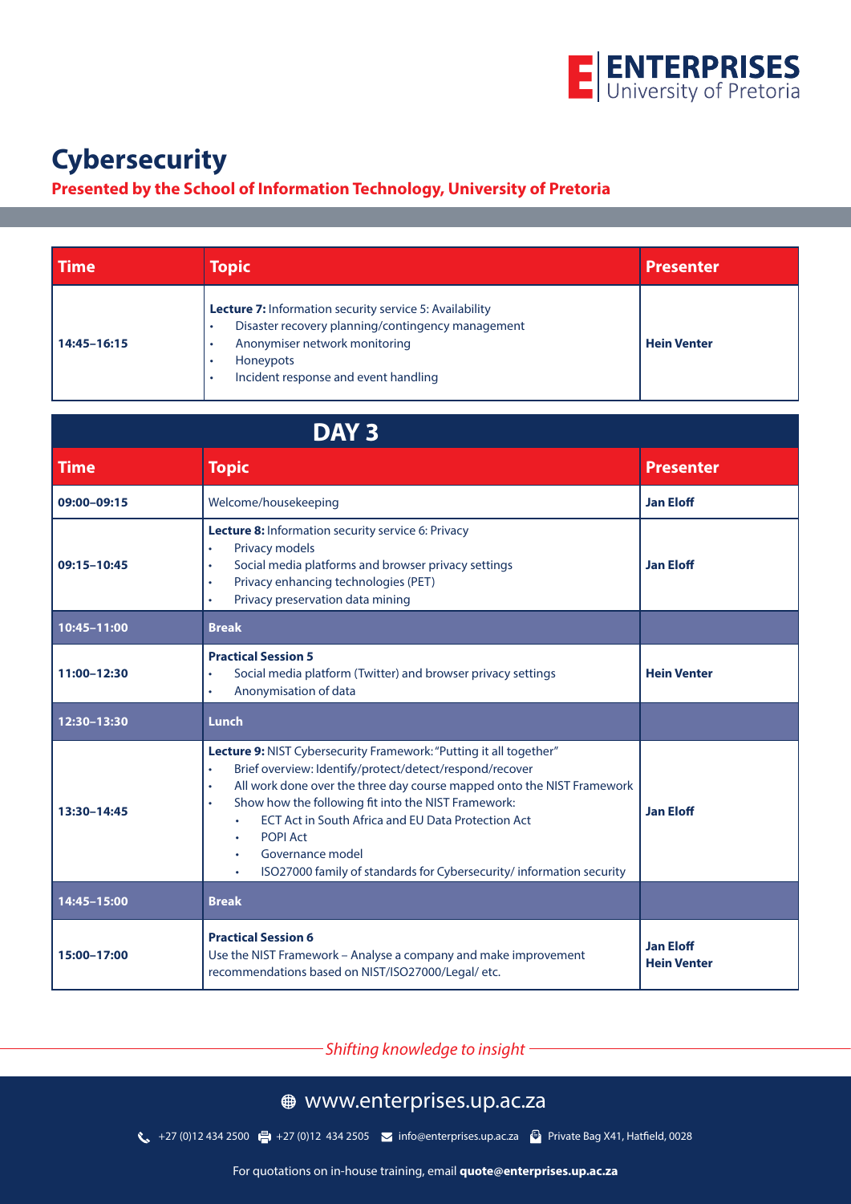# Cybersecurity

**Presented by the School of Information Technology, University of Pretoria**

| Time | Topic | Presenter |
|---|---|---|
| **14:45–16:15** | **Lecture 7:** Information security service 5: Availability<br>• Disaster recovery planning/contingency management<br>• Anonymiser network monitoring<br>• Honeypots<br>• Incident response and event handling | **Hein Venter** |

## DAY 3

| Time | Topic | Presenter |
|---|---|---|
| **09:00–09:15** | Welcome/housekeeping | **Jan Eloff** |
| **09:15–10:45** | **Lecture 8:** Information security service 6: Privacy<br>• Privacy models<br>• Social media platforms and browser privacy settings<br>• Privacy enhancing technologies (PET)<br>• Privacy preservation data mining | **Jan Eloff** |
| **10:45–11:00** | **Break** | |
| **11:00–12:30** | **Practical Session 5**<br>• Social media platform (Twitter) and browser privacy settings<br>• Anonymisation of data | **Hein Venter** |
| **12:30–13:30** | **Lunch** | |
| **13:30–14:45** | **Lecture 9:** NIST Cybersecurity Framework: "Putting it all together"<br>• Brief overview: Identify/protect/detect/respond/recover<br>• All work done over the three day course mapped onto the NIST Framework<br>• Show how the following fit into the NIST Framework:<br>&nbsp;&nbsp;• ECT Act in South Africa and EU Data Protection Act<br>&nbsp;&nbsp;• POPI Act<br>&nbsp;&nbsp;• Governance model<br>&nbsp;&nbsp;• ISO27000 family of standards for Cybersecurity/ information security | **Jan Eloff** |
| **14:45–15:00** | **Break** | |
| **15:00–17:00** | **Practical Session 6**<br>Use the NIST Framework – Analyse a company and make improvement recommendations based on NIST/ISO27000/Legal/ etc. | **Jan Eloff**<br>**Hein Venter** |

*Shifting knowledge to insight*

www.enterprises.up.ac.za

+27 (0)12 434 2500 &nbsp; +27 (0)12 434 2505 &nbsp; info@enterprises.up.ac.za &nbsp; Private Bag X41, Hatfield, 0028

For quotations on in-house training, email **quote@enterprises.up.ac.za**